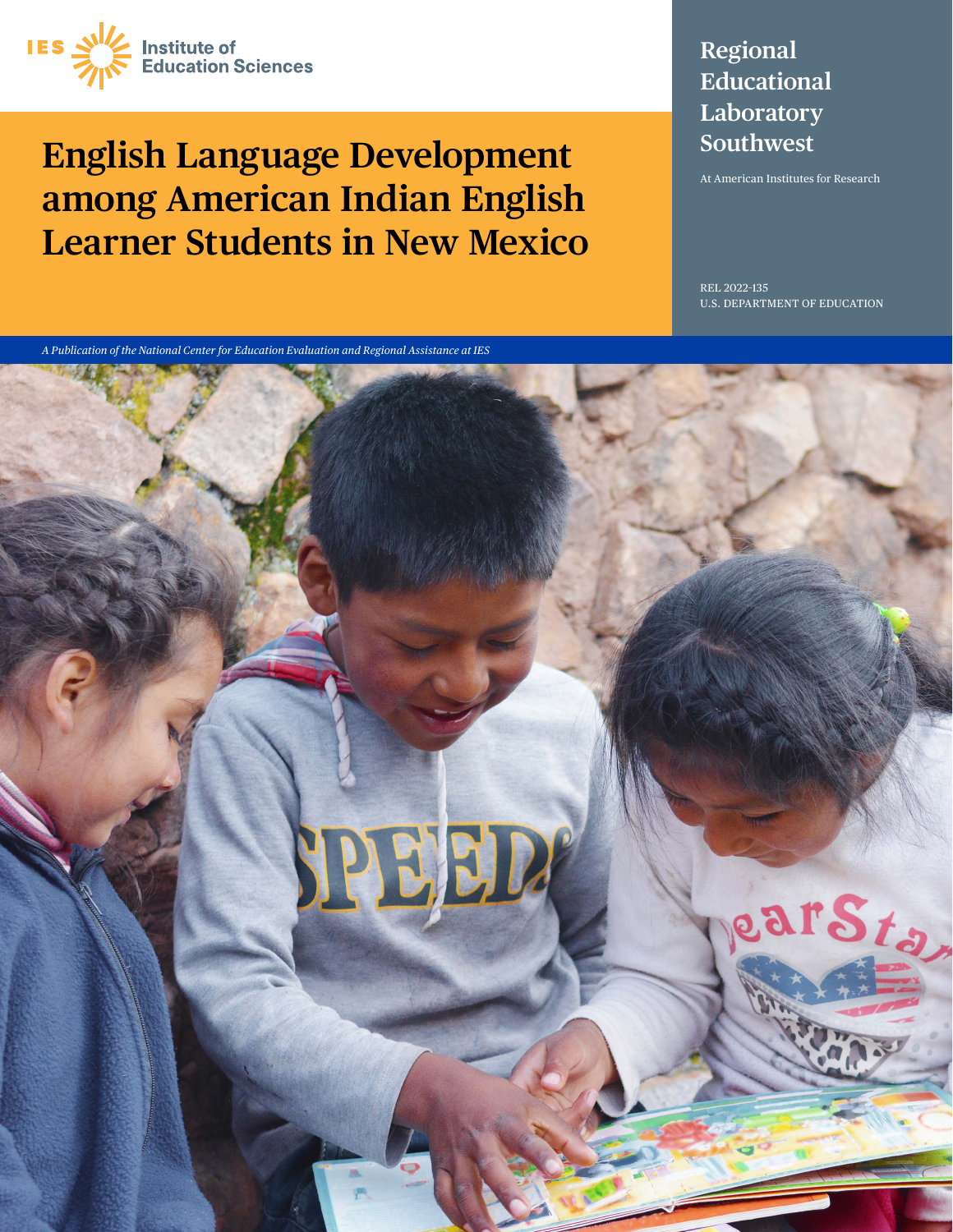IES Institute of Education Sciences

# English Language Development among American Indian English Learner Students in New Mexico

## Regional Educational Laboratory Southwest

At American Institutes for Research

REL 2022-135
U.S. DEPARTMENT OF EDUCATION

*A Publication of the National Center for Education Evaluation and Regional Assistance at IES*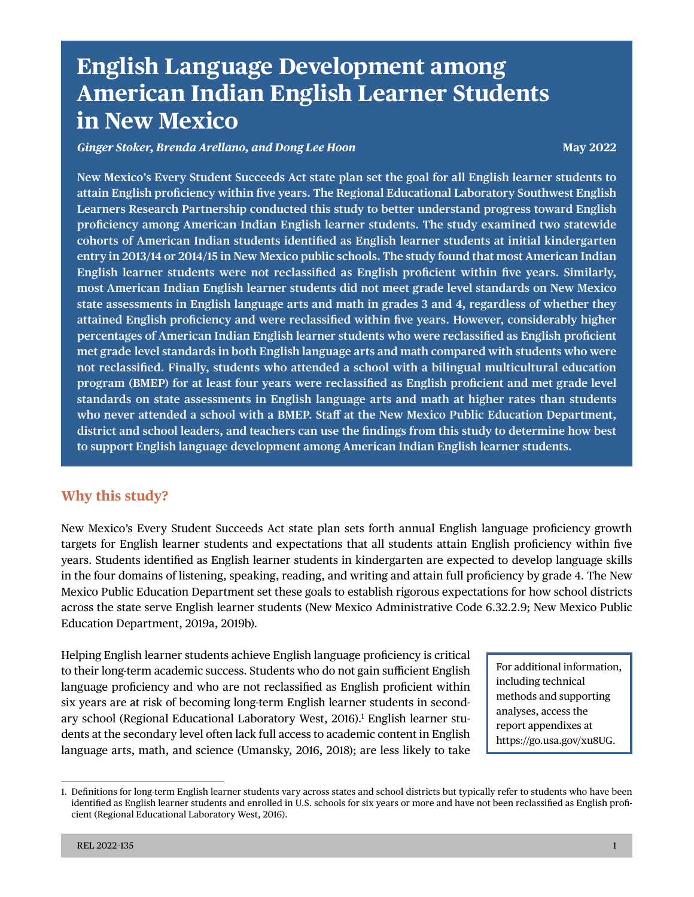# English Language Development among American Indian English Learner Students in New Mexico

*Ginger Stoker, Brenda Arellano, and Dong Lee Hoon*

**May 2022**

**New Mexico's Every Student Succeeds Act state plan set the goal for all English learner students to attain English proficiency within five years. The Regional Educational Laboratory Southwest English Learners Research Partnership conducted this study to better understand progress toward English proficiency among American Indian English learner students. The study examined two statewide cohorts of American Indian students identified as English learner students at initial kindergarten entry in 2013/14 or 2014/15 in New Mexico public schools. The study found that most American Indian English learner students were not reclassified as English proficient within five years. Similarly, most American Indian English learner students did not meet grade level standards on New Mexico state assessments in English language arts and math in grades 3 and 4, regardless of whether they attained English proficiency and were reclassified within five years. However, considerably higher percentages of American Indian English learner students who were reclassified as English proficient met grade level standards in both English language arts and math compared with students who were not reclassified. Finally, students who attended a school with a bilingual multicultural education program (BMEP) for at least four years were reclassified as English proficient and met grade level standards on state assessments in English language arts and math at higher rates than students who never attended a school with a BMEP. Staff at the New Mexico Public Education Department, district and school leaders, and teachers can use the findings from this study to determine how best to support English language development among American Indian English learner students.**

## Why this study?

New Mexico's Every Student Succeeds Act state plan sets forth annual English language proficiency growth targets for English learner students and expectations that all students attain English proficiency within five years. Students identified as English learner students in kindergarten are expected to develop language skills in the four domains of listening, speaking, reading, and writing and attain full proficiency by grade 4. The New Mexico Public Education Department set these goals to establish rigorous expectations for how school districts across the state serve English learner students (New Mexico Administrative Code 6.32.2.9; New Mexico Public Education Department, 2019a, 2019b).

Helping English learner students achieve English language proficiency is critical to their long-term academic success. Students who do not gain sufficient English language proficiency and who are not reclassified as English proficient within six years are at risk of becoming long-term English learner students in secondary school (Regional Educational Laboratory West, 2016).[1] English learner students at the secondary level often lack full access to academic content in English language arts, math, and science (Umansky, 2016, 2018); are less likely to take

> For additional information, including technical methods and supporting analyses, access the report appendixes at https://go.usa.gov/xu8UG.

1. Definitions for long-term English learner students vary across states and school districts but typically refer to students who have been identified as English learner students and enrolled in U.S. schools for six years or more and have not been reclassified as English proficient (Regional Educational Laboratory West, 2016).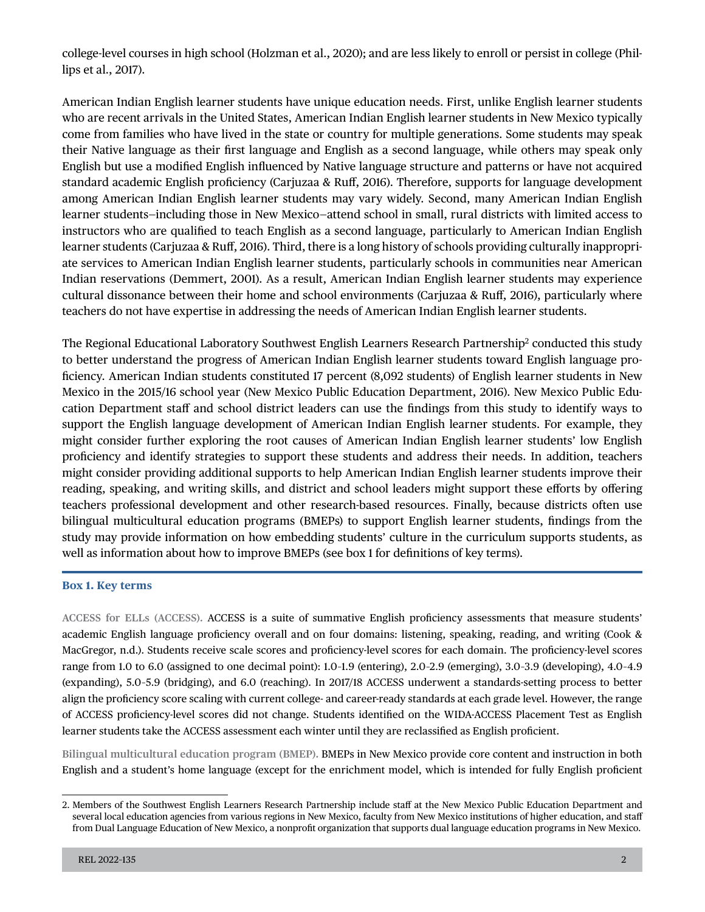college-level courses in high school (Holzman et al., 2020); and are less likely to enroll or persist in college (Phillips et al., 2017).

American Indian English learner students have unique education needs. First, unlike English learner students who are recent arrivals in the United States, American Indian English learner students in New Mexico typically come from families who have lived in the state or country for multiple generations. Some students may speak their Native language as their first language and English as a second language, while others may speak only English but use a modified English influenced by Native language structure and patterns or have not acquired standard academic English proficiency (Carjuzaa & Ruff, 2016). Therefore, supports for language development among American Indian English learner students may vary widely. Second, many American Indian English learner students—including those in New Mexico—attend school in small, rural districts with limited access to instructors who are qualified to teach English as a second language, particularly to American Indian English learner students (Carjuzaa & Ruff, 2016). Third, there is a long history of schools providing culturally inappropriate services to American Indian English learner students, particularly schools in communities near American Indian reservations (Demmert, 2001). As a result, American Indian English learner students may experience cultural dissonance between their home and school environments (Carjuzaa & Ruff, 2016), particularly where teachers do not have expertise in addressing the needs of American Indian English learner students.

The Regional Educational Laboratory Southwest English Learners Research Partnership[2] conducted this study to better understand the progress of American Indian English learner students toward English language proficiency. American Indian students constituted 17 percent (8,092 students) of English learner students in New Mexico in the 2015/16 school year (New Mexico Public Education Department, 2016). New Mexico Public Education Department staff and school district leaders can use the findings from this study to identify ways to support the English language development of American Indian English learner students. For example, they might consider further exploring the root causes of American Indian English learner students' low English proficiency and identify strategies to support these students and address their needs. In addition, teachers might consider providing additional supports to help American Indian English learner students improve their reading, speaking, and writing skills, and district and school leaders might support these efforts by offering teachers professional development and other research-based resources. Finally, because districts often use bilingual multicultural education programs (BMEPs) to support English learner students, findings from the study may provide information on how embedding students' culture in the curriculum supports students, as well as information about how to improve BMEPs (see box 1 for definitions of key terms).

**Box 1. Key terms**

**ACCESS for ELLs (ACCESS).** ACCESS is a suite of summative English proficiency assessments that measure students' academic English language proficiency overall and on four domains: listening, speaking, reading, and writing (Cook & MacGregor, n.d.). Students receive scale scores and proficiency-level scores for each domain. The proficiency-level scores range from 1.0 to 6.0 (assigned to one decimal point): 1.0–1.9 (entering), 2.0–2.9 (emerging), 3.0–3.9 (developing), 4.0–4.9 (expanding), 5.0–5.9 (bridging), and 6.0 (reaching). In 2017/18 ACCESS underwent a standards-setting process to better align the proficiency score scaling with current college- and career-ready standards at each grade level. However, the range of ACCESS proficiency-level scores did not change. Students identified on the WIDA-ACCESS Placement Test as English learner students take the ACCESS assessment each winter until they are reclassified as English proficient.

**Bilingual multicultural education program (BMEP).** BMEPs in New Mexico provide core content and instruction in both English and a student's home language (except for the enrichment model, which is intended for fully English proficient

2. Members of the Southwest English Learners Research Partnership include staff at the New Mexico Public Education Department and several local education agencies from various regions in New Mexico, faculty from New Mexico institutions of higher education, and staff from Dual Language Education of New Mexico, a nonprofit organization that supports dual language education programs in New Mexico.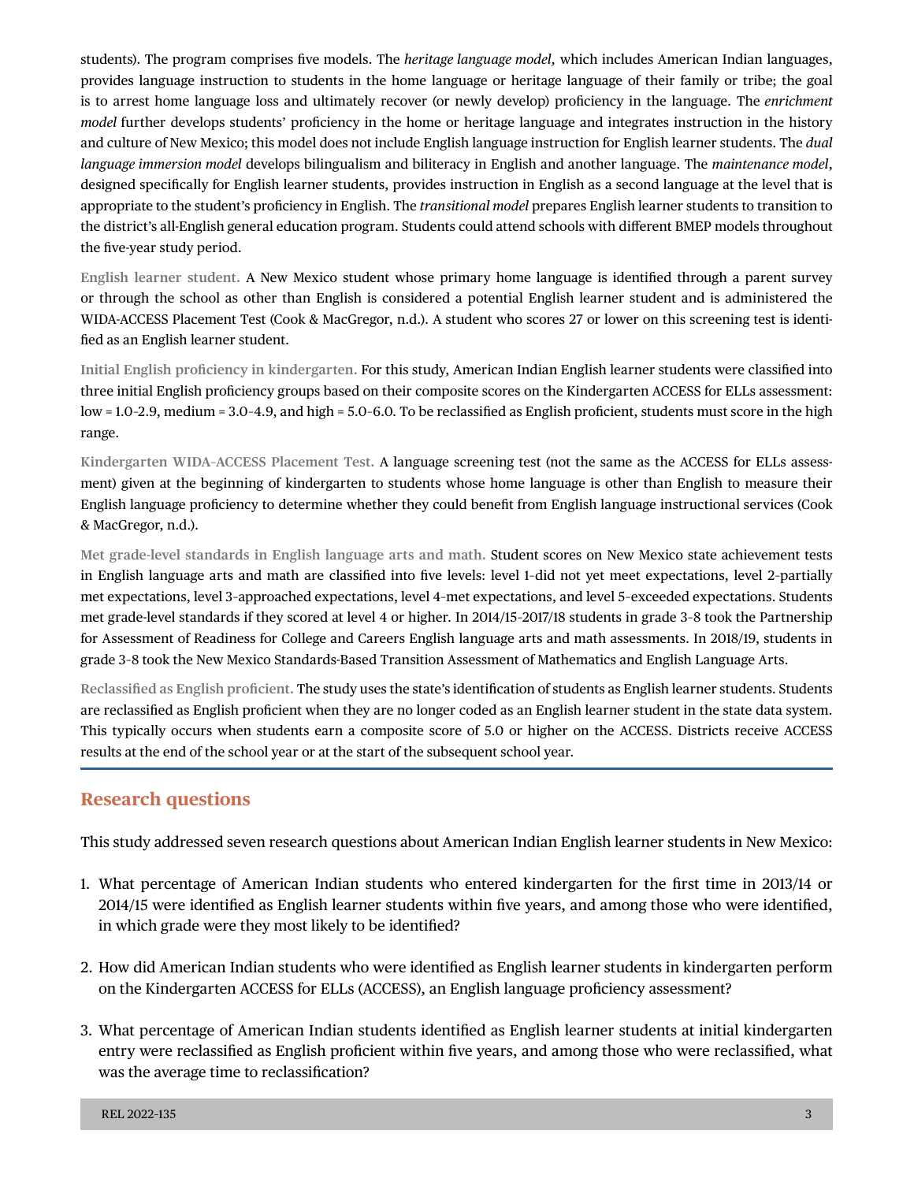students). The program comprises five models. The *heritage language model,* which includes American Indian languages, provides language instruction to students in the home language or heritage language of their family or tribe; the goal is to arrest home language loss and ultimately recover (or newly develop) proficiency in the language. The *enrichment model* further develops students' proficiency in the home or heritage language and integrates instruction in the history and culture of New Mexico; this model does not include English language instruction for English learner students. The *dual language immersion model* develops bilingualism and biliteracy in English and another language. The *maintenance model*, designed specifically for English learner students, provides instruction in English as a second language at the level that is appropriate to the student's proficiency in English. The *transitional model* prepares English learner students to transition to the district's all-English general education program. Students could attend schools with different BMEP models throughout the five-year study period.

**English learner student.** A New Mexico student whose primary home language is identified through a parent survey or through the school as other than English is considered a potential English learner student and is administered the WIDA-ACCESS Placement Test (Cook & MacGregor, n.d.). A student who scores 27 or lower on this screening test is identified as an English learner student.

**Initial English proficiency in kindergarten.** For this study, American Indian English learner students were classified into three initial English proficiency groups based on their composite scores on the Kindergarten ACCESS for ELLs assessment: low = 1.0–2.9, medium = 3.0–4.9, and high = 5.0–6.0. To be reclassified as English proficient, students must score in the high range.

**Kindergarten WIDA-ACCESS Placement Test.** A language screening test (not the same as the ACCESS for ELLs assessment) given at the beginning of kindergarten to students whose home language is other than English to measure their English language proficiency to determine whether they could benefit from English language instructional services (Cook & MacGregor, n.d.).

**Met grade-level standards in English language arts and math.** Student scores on New Mexico state achievement tests in English language arts and math are classified into five levels: level 1–did not yet meet expectations, level 2–partially met expectations, level 3–approached expectations, level 4–met expectations, and level 5–exceeded expectations. Students met grade-level standards if they scored at level 4 or higher. In 2014/15–2017/18 students in grade 3–8 took the Partnership for Assessment of Readiness for College and Careers English language arts and math assessments. In 2018/19, students in grade 3–8 took the New Mexico Standards-Based Transition Assessment of Mathematics and English Language Arts.

**Reclassified as English proficient.** The study uses the state's identification of students as English learner students. Students are reclassified as English proficient when they are no longer coded as an English learner student in the state data system. This typically occurs when students earn a composite score of 5.0 or higher on the ACCESS. Districts receive ACCESS results at the end of the school year or at the start of the subsequent school year.

## Research questions

This study addressed seven research questions about American Indian English learner students in New Mexico:

1. What percentage of American Indian students who entered kindergarten for the first time in 2013/14 or 2014/15 were identified as English learner students within five years, and among those who were identified, in which grade were they most likely to be identified?

2. How did American Indian students who were identified as English learner students in kindergarten perform on the Kindergarten ACCESS for ELLs (ACCESS), an English language proficiency assessment?

3. What percentage of American Indian students identified as English learner students at initial kindergarten entry were reclassified as English proficient within five years, and among those who were reclassified, what was the average time to reclassification?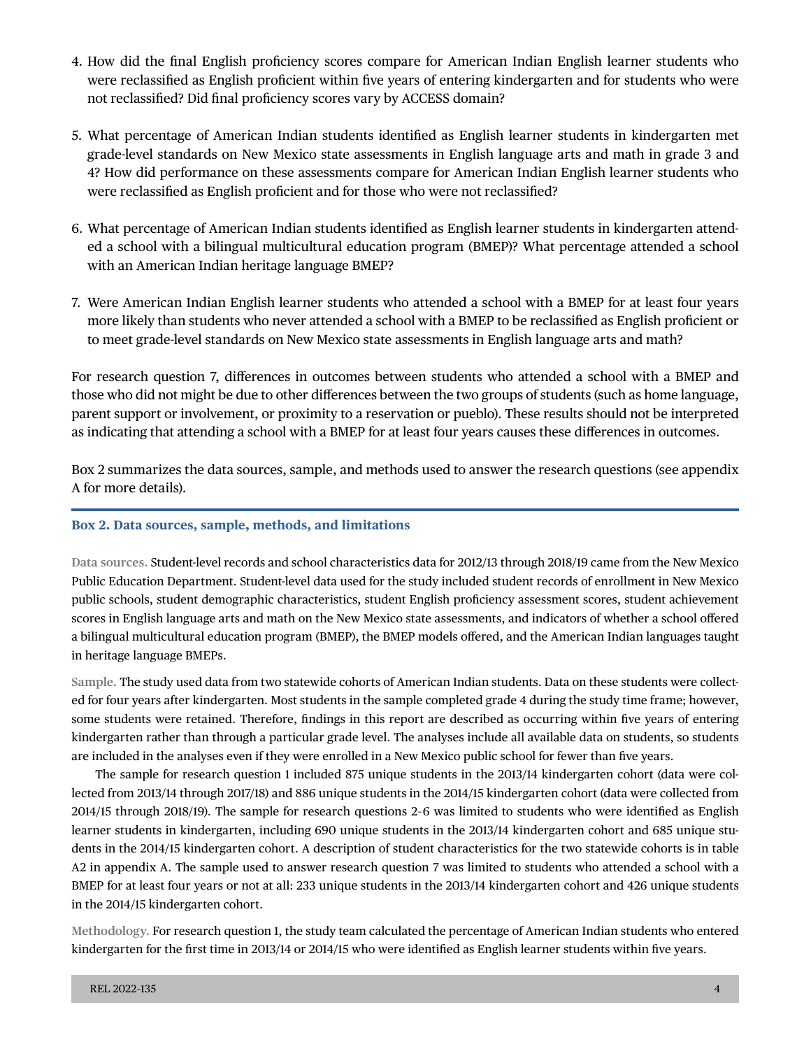4. How did the final English proficiency scores compare for American Indian English learner students who were reclassified as English proficient within five years of entering kindergarten and for students who were not reclassified? Did final proficiency scores vary by ACCESS domain?

5. What percentage of American Indian students identified as English learner students in kindergarten met grade-level standards on New Mexico state assessments in English language arts and math in grade 3 and 4? How did performance on these assessments compare for American Indian English learner students who were reclassified as English proficient and for those who were not reclassified?

6. What percentage of American Indian students identified as English learner students in kindergarten attended a school with a bilingual multicultural education program (BMEP)? What percentage attended a school with an American Indian heritage language BMEP?

7. Were American Indian English learner students who attended a school with a BMEP for at least four years more likely than students who never attended a school with a BMEP to be reclassified as English proficient or to meet grade-level standards on New Mexico state assessments in English language arts and math?

For research question 7, differences in outcomes between students who attended a school with a BMEP and those who did not might be due to other differences between the two groups of students (such as home language, parent support or involvement, or proximity to a reservation or pueblo). These results should not be interpreted as indicating that attending a school with a BMEP for at least four years causes these differences in outcomes.

Box 2 summarizes the data sources, sample, and methods used to answer the research questions (see appendix A for more details).

### Box 2. Data sources, sample, methods, and limitations

**Data sources.** Student-level records and school characteristics data for 2012/13 through 2018/19 came from the New Mexico Public Education Department. Student-level data used for the study included student records of enrollment in New Mexico public schools, student demographic characteristics, student English proficiency assessment scores, student achievement scores in English language arts and math on the New Mexico state assessments, and indicators of whether a school offered a bilingual multicultural education program (BMEP), the BMEP models offered, and the American Indian languages taught in heritage language BMEPs.

**Sample.** The study used data from two statewide cohorts of American Indian students. Data on these students were collected for four years after kindergarten. Most students in the sample completed grade 4 during the study time frame; however, some students were retained. Therefore, findings in this report are described as occurring within five years of entering kindergarten rather than through a particular grade level. The analyses include all available data on students, so students are included in the analyses even if they were enrolled in a New Mexico public school for fewer than five years.

The sample for research question 1 included 875 unique students in the 2013/14 kindergarten cohort (data were collected from 2013/14 through 2017/18) and 886 unique students in the 2014/15 kindergarten cohort (data were collected from 2014/15 through 2018/19). The sample for research questions 2–6 was limited to students who were identified as English learner students in kindergarten, including 690 unique students in the 2013/14 kindergarten cohort and 685 unique students in the 2014/15 kindergarten cohort. A description of student characteristics for the two statewide cohorts is in table A2 in appendix A. The sample used to answer research question 7 was limited to students who attended a school with a BMEP for at least four years or not at all: 233 unique students in the 2013/14 kindergarten cohort and 426 unique students in the 2014/15 kindergarten cohort.

**Methodology.** For research question 1, the study team calculated the percentage of American Indian students who entered kindergarten for the first time in 2013/14 or 2014/15 who were identified as English learner students within five years.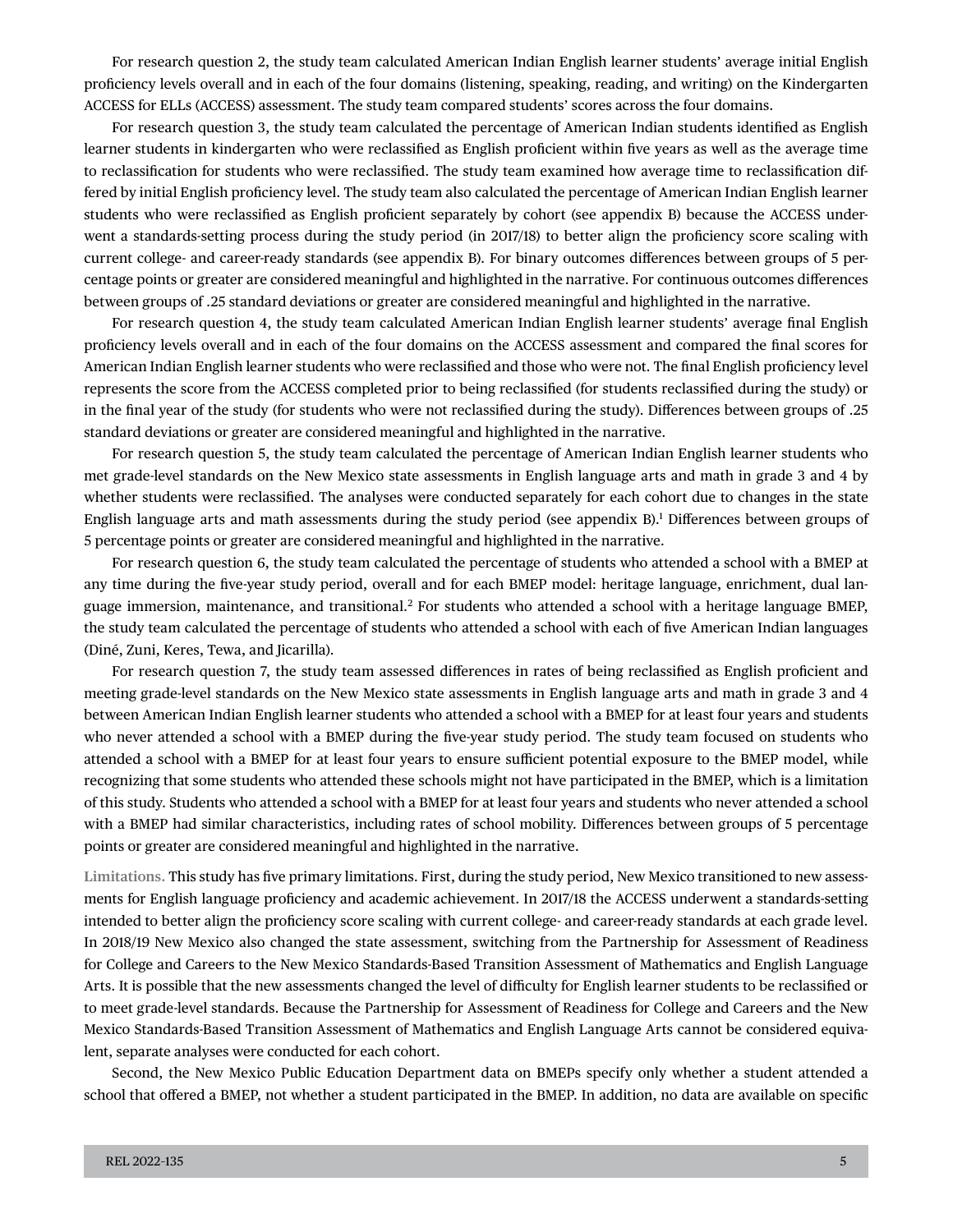For research question 2, the study team calculated American Indian English learner students' average initial English proficiency levels overall and in each of the four domains (listening, speaking, reading, and writing) on the Kindergarten ACCESS for ELLs (ACCESS) assessment. The study team compared students' scores across the four domains.

For research question 3, the study team calculated the percentage of American Indian students identified as English learner students in kindergarten who were reclassified as English proficient within five years as well as the average time to reclassification for students who were reclassified. The study team examined how average time to reclassification differed by initial English proficiency level. The study team also calculated the percentage of American Indian English learner students who were reclassified as English proficient separately by cohort (see appendix B) because the ACCESS underwent a standards-setting process during the study period (in 2017/18) to better align the proficiency score scaling with current college- and career-ready standards (see appendix B). For binary outcomes differences between groups of 5 percentage points or greater are considered meaningful and highlighted in the narrative. For continuous outcomes differences between groups of .25 standard deviations or greater are considered meaningful and highlighted in the narrative.

For research question 4, the study team calculated American Indian English learner students' average final English proficiency levels overall and in each of the four domains on the ACCESS assessment and compared the final scores for American Indian English learner students who were reclassified and those who were not. The final English proficiency level represents the score from the ACCESS completed prior to being reclassified (for students reclassified during the study) or in the final year of the study (for students who were not reclassified during the study). Differences between groups of .25 standard deviations or greater are considered meaningful and highlighted in the narrative.

For research question 5, the study team calculated the percentage of American Indian English learner students who met grade-level standards on the New Mexico state assessments in English language arts and math in grade 3 and 4 by whether students were reclassified. The analyses were conducted separately for each cohort due to changes in the state English language arts and math assessments during the study period (see appendix B).[1] Differences between groups of 5 percentage points or greater are considered meaningful and highlighted in the narrative.

For research question 6, the study team calculated the percentage of students who attended a school with a BMEP at any time during the five-year study period, overall and for each BMEP model: heritage language, enrichment, dual language immersion, maintenance, and transitional.[2] For students who attended a school with a heritage language BMEP, the study team calculated the percentage of students who attended a school with each of five American Indian languages (Diné, Zuni, Keres, Tewa, and Jicarilla).

For research question 7, the study team assessed differences in rates of being reclassified as English proficient and meeting grade-level standards on the New Mexico state assessments in English language arts and math in grade 3 and 4 between American Indian English learner students who attended a school with a BMEP for at least four years and students who never attended a school with a BMEP during the five-year study period. The study team focused on students who attended a school with a BMEP for at least four years to ensure sufficient potential exposure to the BMEP model, while recognizing that some students who attended these schools might not have participated in the BMEP, which is a limitation of this study. Students who attended a school with a BMEP for at least four years and students who never attended a school with a BMEP had similar characteristics, including rates of school mobility. Differences between groups of 5 percentage points or greater are considered meaningful and highlighted in the narrative.

**Limitations.** This study has five primary limitations. First, during the study period, New Mexico transitioned to new assessments for English language proficiency and academic achievement. In 2017/18 the ACCESS underwent a standards-setting intended to better align the proficiency score scaling with current college- and career-ready standards at each grade level. In 2018/19 New Mexico also changed the state assessment, switching from the Partnership for Assessment of Readiness for College and Careers to the New Mexico Standards-Based Transition Assessment of Mathematics and English Language Arts. It is possible that the new assessments changed the level of difficulty for English learner students to be reclassified or to meet grade-level standards. Because the Partnership for Assessment of Readiness for College and Careers and the New Mexico Standards-Based Transition Assessment of Mathematics and English Language Arts cannot be considered equivalent, separate analyses were conducted for each cohort.

Second, the New Mexico Public Education Department data on BMEPs specify only whether a student attended a school that offered a BMEP, not whether a student participated in the BMEP. In addition, no data are available on specific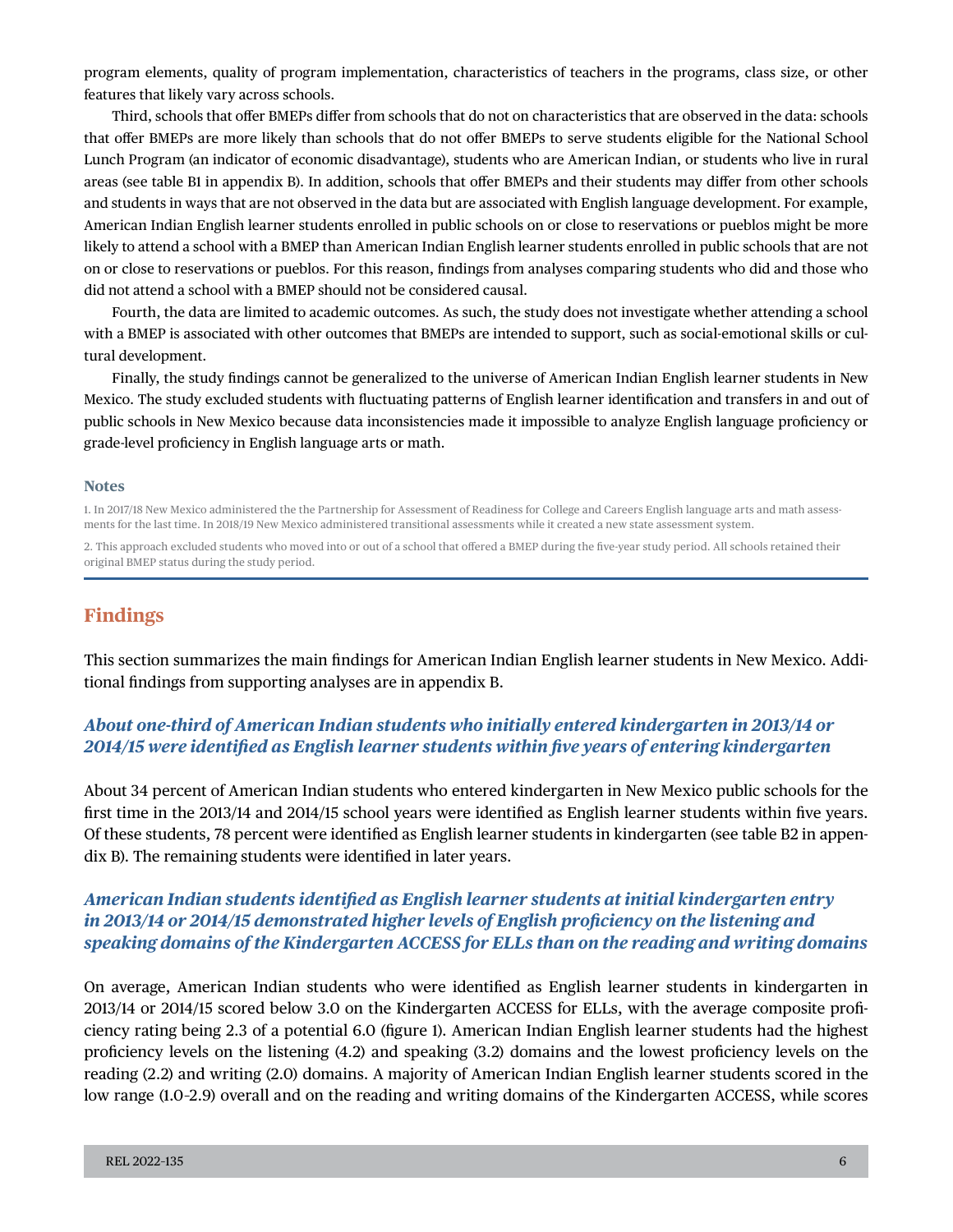program elements, quality of program implementation, characteristics of teachers in the programs, class size, or other features that likely vary across schools.

Third, schools that offer BMEPs differ from schools that do not on characteristics that are observed in the data: schools that offer BMEPs are more likely than schools that do not offer BMEPs to serve students eligible for the National School Lunch Program (an indicator of economic disadvantage), students who are American Indian, or students who live in rural areas (see table B1 in appendix B). In addition, schools that offer BMEPs and their students may differ from other schools and students in ways that are not observed in the data but are associated with English language development. For example, American Indian English learner students enrolled in public schools on or close to reservations or pueblos might be more likely to attend a school with a BMEP than American Indian English learner students enrolled in public schools that are not on or close to reservations or pueblos. For this reason, findings from analyses comparing students who did and those who did not attend a school with a BMEP should not be considered causal.

Fourth, the data are limited to academic outcomes. As such, the study does not investigate whether attending a school with a BMEP is associated with other outcomes that BMEPs are intended to support, such as social-emotional skills or cultural development.

Finally, the study findings cannot be generalized to the universe of American Indian English learner students in New Mexico. The study excluded students with fluctuating patterns of English learner identification and transfers in and out of public schools in New Mexico because data inconsistencies made it impossible to analyze English language proficiency or grade-level proficiency in English language arts or math.

**Notes**

1. In 2017/18 New Mexico administered the the Partnership for Assessment of Readiness for College and Careers English language arts and math assessments for the last time. In 2018/19 New Mexico administered transitional assessments while it created a new state assessment system.

2. This approach excluded students who moved into or out of a school that offered a BMEP during the five-year study period. All schools retained their original BMEP status during the study period.

## Findings

This section summarizes the main findings for American Indian English learner students in New Mexico. Additional findings from supporting analyses are in appendix B.

### *About one-third of American Indian students who initially entered kindergarten in 2013/14 or 2014/15 were identified as English learner students within five years of entering kindergarten*

About 34 percent of American Indian students who entered kindergarten in New Mexico public schools for the first time in the 2013/14 and 2014/15 school years were identified as English learner students within five years. Of these students, 78 percent were identified as English learner students in kindergarten (see table B2 in appendix B). The remaining students were identified in later years.

### *American Indian students identified as English learner students at initial kindergarten entry in 2013/14 or 2014/15 demonstrated higher levels of English proficiency on the listening and speaking domains of the Kindergarten ACCESS for ELLs than on the reading and writing domains*

On average, American Indian students who were identified as English learner students in kindergarten in 2013/14 or 2014/15 scored below 3.0 on the Kindergarten ACCESS for ELLs, with the average composite proficiency rating being 2.3 of a potential 6.0 (figure 1). American Indian English learner students had the highest proficiency levels on the listening (4.2) and speaking (3.2) domains and the lowest proficiency levels on the reading (2.2) and writing (2.0) domains. A majority of American Indian English learner students scored in the low range (1.0–2.9) overall and on the reading and writing domains of the Kindergarten ACCESS, while scores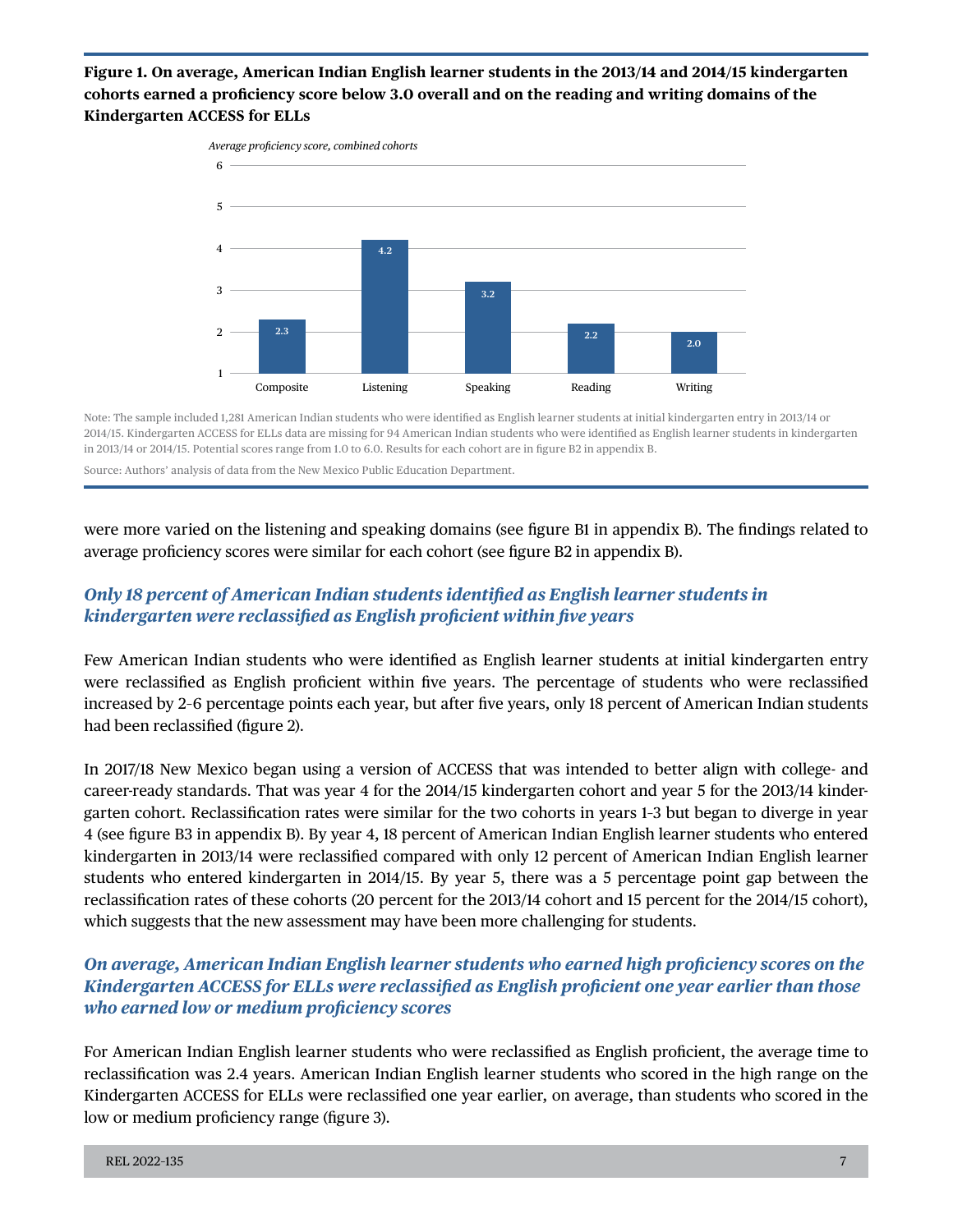**Figure 1. On average, American Indian English learner students in the 2013/14 and 2014/15 kindergarten cohorts earned a proficiency score below 3.0 overall and on the reading and writing domains of the Kindergarten ACCESS for ELLs**

*Average proficiency score, combined cohorts*

| Domain | Average proficiency score |
|---|---|
| Composite | 2.3 |
| Listening | 4.2 |
| Speaking | 3.2 |
| Reading | 2.2 |
| Writing | 2.0 |

Note: The sample included 1,281 American Indian students who were identified as English learner students at initial kindergarten entry in 2013/14 or 2014/15. Kindergarten ACCESS for ELLs data are missing for 94 American Indian students who were identified as English learner students in kindergarten in 2013/14 or 2014/15. Potential scores range from 1.0 to 6.0. Results for each cohort are in figure B2 in appendix B.

Source: Authors' analysis of data from the New Mexico Public Education Department.

were more varied on the listening and speaking domains (see figure B1 in appendix B). The findings related to average proficiency scores were similar for each cohort (see figure B2 in appendix B).

### *Only 18 percent of American Indian students identified as English learner students in kindergarten were reclassified as English proficient within five years*

Few American Indian students who were identified as English learner students at initial kindergarten entry were reclassified as English proficient within five years. The percentage of students who were reclassified increased by 2–6 percentage points each year, but after five years, only 18 percent of American Indian students had been reclassified (figure 2).

In 2017/18 New Mexico began using a version of ACCESS that was intended to better align with college- and career-ready standards. That was year 4 for the 2014/15 kindergarten cohort and year 5 for the 2013/14 kindergarten cohort. Reclassification rates were similar for the two cohorts in years 1–3 but began to diverge in year 4 (see figure B3 in appendix B). By year 4, 18 percent of American Indian English learner students who entered kindergarten in 2013/14 were reclassified compared with only 12 percent of American Indian English learner students who entered kindergarten in 2014/15. By year 5, there was a 5 percentage point gap between the reclassification rates of these cohorts (20 percent for the 2013/14 cohort and 15 percent for the 2014/15 cohort), which suggests that the new assessment may have been more challenging for students.

### *On average, American Indian English learner students who earned high proficiency scores on the Kindergarten ACCESS for ELLs were reclassified as English proficient one year earlier than those who earned low or medium proficiency scores*

For American Indian English learner students who were reclassified as English proficient, the average time to reclassification was 2.4 years. American Indian English learner students who scored in the high range on the Kindergarten ACCESS for ELLs were reclassified one year earlier, on average, than students who scored in the low or medium proficiency range (figure 3).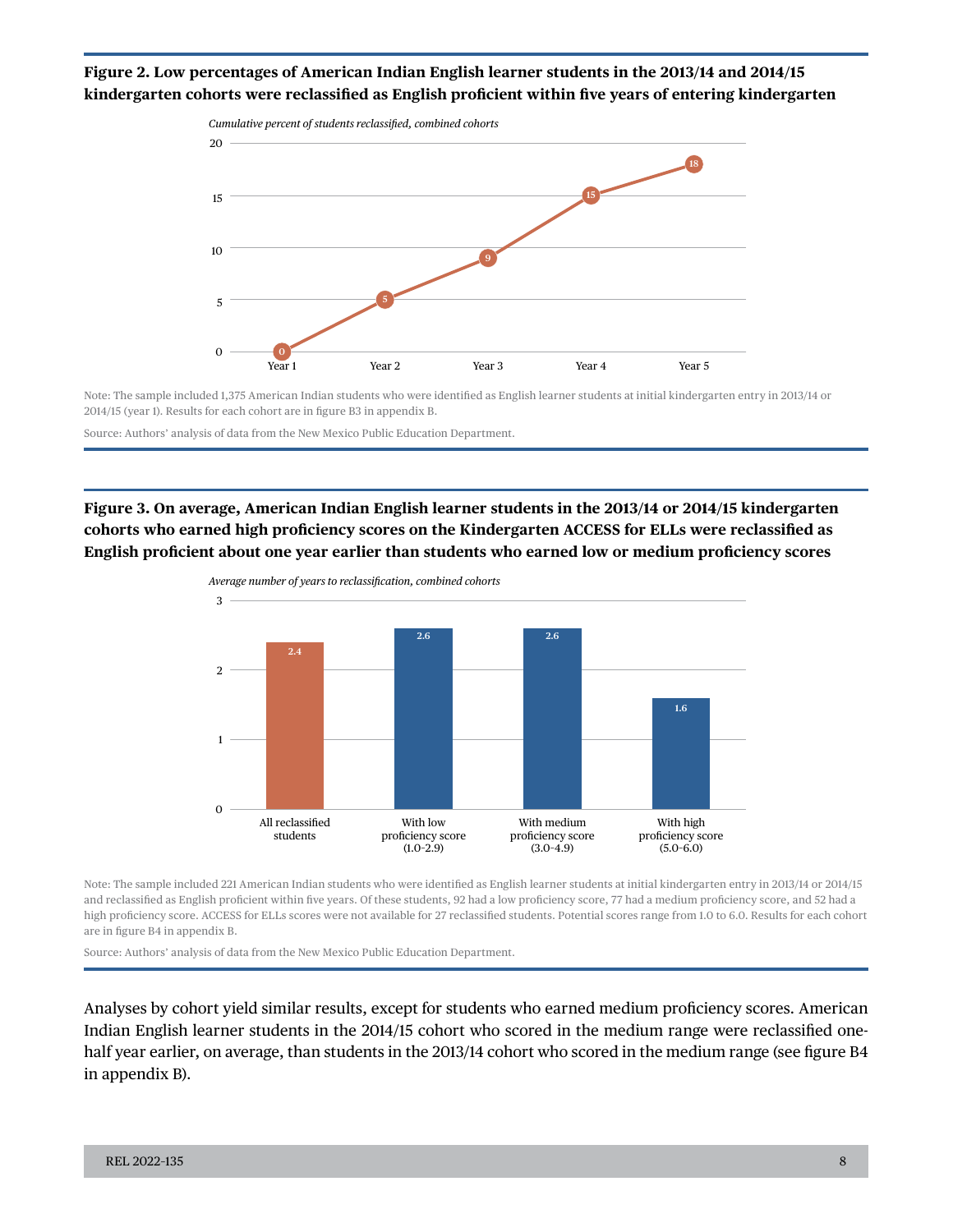**Figure 2. Low percentages of American Indian English learner students in the 2013/14 and 2014/15 kindergarten cohorts were reclassified as English proficient within five years of entering kindergarten**

*Cumulative percent of students reclassified, combined cohorts*

| Year | Cumulative percent |
|---|---|
| Year 1 | 0 |
| Year 2 | 5 |
| Year 3 | 9 |
| Year 4 | 15 |
| Year 5 | 18 |

Note: The sample included 1,375 American Indian students who were identified as English learner students at initial kindergarten entry in 2013/14 or 2014/15 (year 1). Results for each cohort are in figure B3 in appendix B.

Source: Authors' analysis of data from the New Mexico Public Education Department.

**Figure 3. On average, American Indian English learner students in the 2013/14 or 2014/15 kindergarten cohorts who earned high proficiency scores on the Kindergarten ACCESS for ELLs were reclassified as English proficient about one year earlier than students who earned low or medium proficiency scores**

*Average number of years to reclassification, combined cohorts*

| Group | Average number of years |
|---|---|
| All reclassified students | 2.4 |
| With low proficiency score (1.0–2.9) | 2.6 |
| With medium proficiency score (3.0–4.9) | 2.6 |
| With high proficiency score (5.0–6.0) | 1.6 |

Note: The sample included 221 American Indian students who were identified as English learner students at initial kindergarten entry in 2013/14 or 2014/15 and reclassified as English proficient within five years. Of these students, 92 had a low proficiency score, 77 had a medium proficiency score, and 52 had a high proficiency score. ACCESS for ELLs scores were not available for 27 reclassified students. Potential scores range from 1.0 to 6.0. Results for each cohort are in figure B4 in appendix B.

Source: Authors' analysis of data from the New Mexico Public Education Department.

Analyses by cohort yield similar results, except for students who earned medium proficiency scores. American Indian English learner students in the 2014/15 cohort who scored in the medium range were reclassified one-half year earlier, on average, than students in the 2013/14 cohort who scored in the medium range (see figure B4 in appendix B).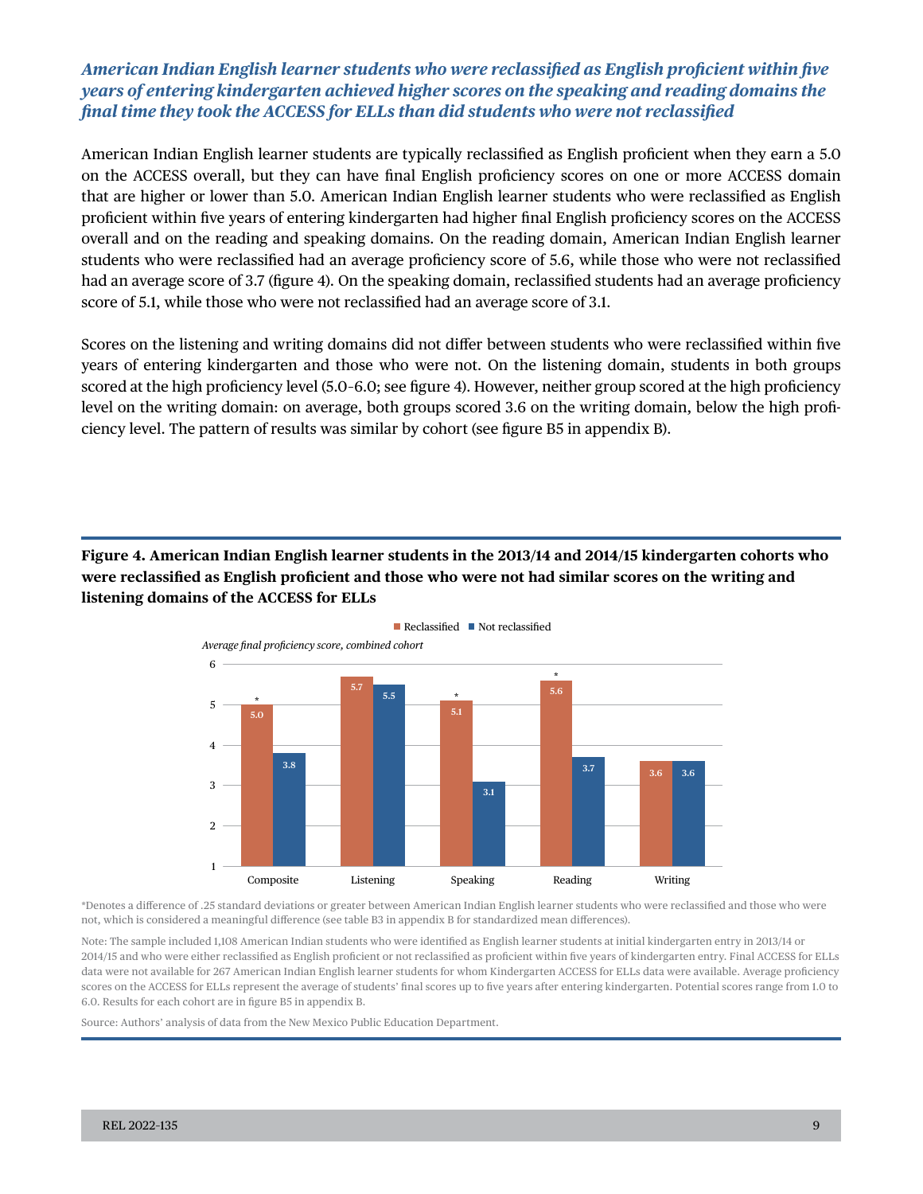### *American Indian English learner students who were reclassified as English proficient within five years of entering kindergarten achieved higher scores on the speaking and reading domains the final time they took the ACCESS for ELLs than did students who were not reclassified*

American Indian English learner students are typically reclassified as English proficient when they earn a 5.0 on the ACCESS overall, but they can have final English proficiency scores on one or more ACCESS domain that are higher or lower than 5.0. American Indian English learner students who were reclassified as English proficient within five years of entering kindergarten had higher final English proficiency scores on the ACCESS overall and on the reading and speaking domains. On the reading domain, American Indian English learner students who were reclassified had an average proficiency score of 5.6, while those who were not reclassified had an average score of 3.7 (figure 4). On the speaking domain, reclassified students had an average proficiency score of 5.1, while those who were not reclassified had an average score of 3.1.

Scores on the listening and writing domains did not differ between students who were reclassified within five years of entering kindergarten and those who were not. On the listening domain, students in both groups scored at the high proficiency level (5.0–6.0; see figure 4). However, neither group scored at the high proficiency level on the writing domain: on average, both groups scored 3.6 on the writing domain, below the high proficiency level. The pattern of results was similar by cohort (see figure B5 in appendix B).

**Figure 4. American Indian English learner students in the 2013/14 and 2014/15 kindergarten cohorts who were reclassified as English proficient and those who were not had similar scores on the writing and listening domains of the ACCESS for ELLs**

*Average final proficiency score, combined cohort*

| | Reclassified | Not reclassified |
|---|---|---|
| Composite | 5.0* | 3.8 |
| Listening | 5.7 | 5.5 |
| Speaking | 5.1* | 3.1 |
| Reading | 5.6* | 3.7 |
| Writing | 3.6 | 3.6 |

*Denotes a difference of .25 standard deviations or greater between American Indian English learner students who were reclassified and those who were not, which is considered a meaningful difference (see table B3 in appendix B for standardized mean differences).

Note: The sample included 1,108 American Indian students who were identified as English learner students at initial kindergarten entry in 2013/14 or 2014/15 and who were either reclassified as English proficient or not reclassified as proficient within five years of kindergarten entry. Final ACCESS for ELLs data were not available for 267 American Indian English learner students for whom Kindergarten ACCESS for ELLs data were available. Average proficiency scores on the ACCESS for ELLs represent the average of students' final scores up to five years after entering kindergarten. Potential scores range from 1.0 to 6.0. Results for each cohort are in figure B5 in appendix B.

Source: Authors' analysis of data from the New Mexico Public Education Department.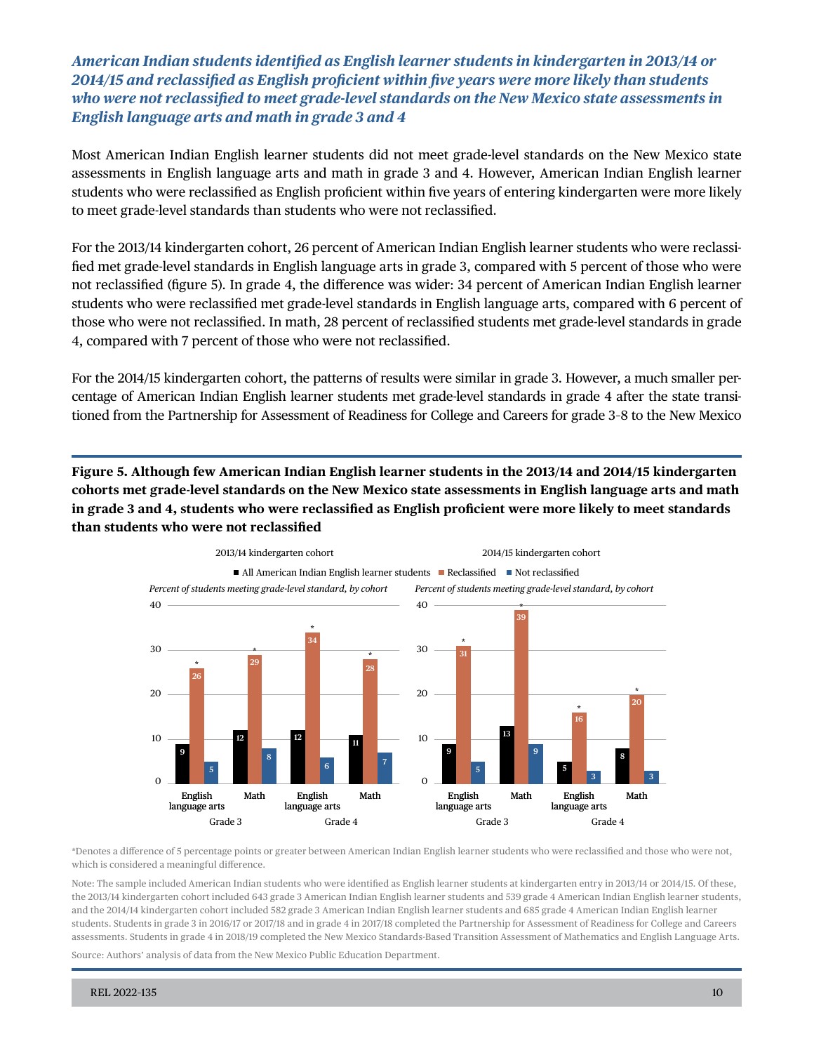### *American Indian students identified as English learner students in kindergarten in 2013/14 or 2014/15 and reclassified as English proficient within five years were more likely than students who were not reclassified to meet grade-level standards on the New Mexico state assessments in English language arts and math in grade 3 and 4*

Most American Indian English learner students did not meet grade-level standards on the New Mexico state assessments in English language arts and math in grade 3 and 4. However, American Indian English learner students who were reclassified as English proficient within five years of entering kindergarten were more likely to meet grade-level standards than students who were not reclassified.

For the 2013/14 kindergarten cohort, 26 percent of American Indian English learner students who were reclassified met grade-level standards in English language arts in grade 3, compared with 5 percent of those who were not reclassified (figure 5). In grade 4, the difference was wider: 34 percent of American Indian English learner students who were reclassified met grade-level standards in English language arts, compared with 6 percent of those who were not reclassified. In math, 28 percent of reclassified students met grade-level standards in grade 4, compared with 7 percent of those who were not reclassified.

For the 2014/15 kindergarten cohort, the patterns of results were similar in grade 3. However, a much smaller percentage of American Indian English learner students met grade-level standards in grade 4 after the state transitioned from the Partnership for Assessment of Readiness for College and Careers for grade 3–8 to the New Mexico

**Figure 5. Although few American Indian English learner students in the 2013/14 and 2014/15 kindergarten cohorts met grade-level standards on the New Mexico state assessments in English language arts and math in grade 3 and 4, students who were reclassified as English proficient were more likely to meet standards than students who were not reclassified**

*Percent of students meeting grade-level standard, by cohort*

| Cohort | Grade | Subject | All American Indian English learner students | Reclassified | Not reclassified |
|---|---|---|---|---|---|
| 2013/14 kindergarten cohort | Grade 3 | English language arts | 9 | 26* | 5 |
| | Grade 3 | Math | 12 | 29* | 8 |
| | Grade 4 | English language arts | 12 | 34* | 6 |
| | Grade 4 | Math | 11 | 28* | 7 |
| 2014/15 kindergarten cohort | Grade 3 | English language arts | 9 | 31* | 5 |
| | Grade 3 | Math | 13 | 39* | 9 |
| | Grade 4 | English language arts | 5 | 16* | 3 |
| | Grade 4 | Math | 8 | 20* | 3 |

*Denotes a difference of 5 percentage points or greater between American Indian English learner students who were reclassified and those who were not, which is considered a meaningful difference.

Note: The sample included American Indian students who were identified as English learner students at kindergarten entry in 2013/14 or 2014/15. Of these, the 2013/14 kindergarten cohort included 643 grade 3 American Indian English learner students and 539 grade 4 American Indian English learner students, and the 2014/14 kindergarten cohort included 582 grade 3 American Indian English learner students and 685 grade 4 American Indian English learner students. Students in grade 3 in 2016/17 or 2017/18 and in grade 4 in 2017/18 completed the Partnership for Assessment of Readiness for College and Careers assessments. Students in grade 4 in 2018/19 completed the New Mexico Standards-Based Transition Assessment of Mathematics and English Language Arts.

Source: Authors' analysis of data from the New Mexico Public Education Department.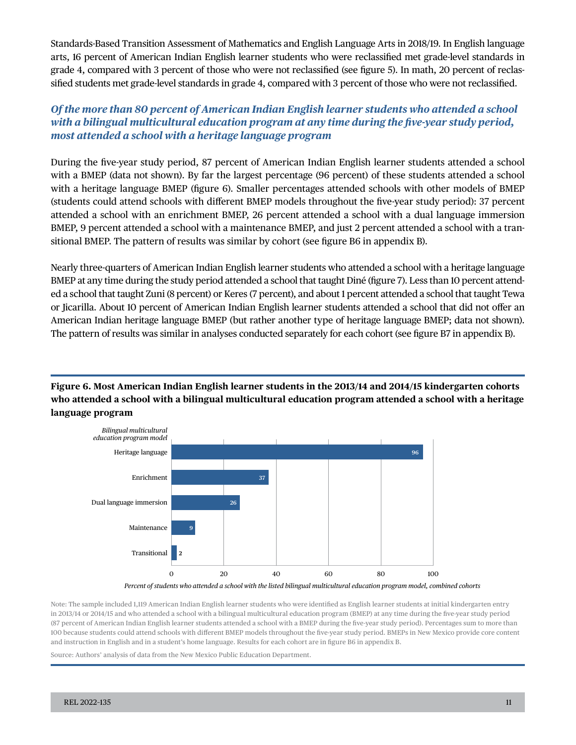Standards-Based Transition Assessment of Mathematics and English Language Arts in 2018/19. In English language arts, 16 percent of American Indian English learner students who were reclassified met grade-level standards in grade 4, compared with 3 percent of those who were not reclassified (see figure 5). In math, 20 percent of reclassified students met grade-level standards in grade 4, compared with 3 percent of those who were not reclassified.

### *Of the more than 80 percent of American Indian English learner students who attended a school with a bilingual multicultural education program at any time during the five-year study period, most attended a school with a heritage language program*

During the five-year study period, 87 percent of American Indian English learner students attended a school with a BMEP (data not shown). By far the largest percentage (96 percent) of these students attended a school with a heritage language BMEP (figure 6). Smaller percentages attended schools with other models of BMEP (students could attend schools with different BMEP models throughout the five-year study period): 37 percent attended a school with an enrichment BMEP, 26 percent attended a school with a dual language immersion BMEP, 9 percent attended a school with a maintenance BMEP, and just 2 percent attended a school with a transitional BMEP. The pattern of results was similar by cohort (see figure B6 in appendix B).

Nearly three-quarters of American Indian English learner students who attended a school with a heritage language BMEP at any time during the study period attended a school that taught Diné (figure 7). Less than 10 percent attended a school that taught Zuni (8 percent) or Keres (7 percent), and about 1 percent attended a school that taught Tewa or Jicarilla. About 10 percent of American Indian English learner students attended a school that did not offer an American Indian heritage language BMEP (but rather another type of heritage language BMEP; data not shown). The pattern of results was similar in analyses conducted separately for each cohort (see figure B7 in appendix B).

**Figure 6. Most American Indian English learner students in the 2013/14 and 2014/15 kindergarten cohorts who attended a school with a bilingual multicultural education program attended a school with a heritage language program**

| *Bilingual multicultural education program model* | Percent of students who attended a school with the listed bilingual multicultural education program model, combined cohorts |
|---|---|
| Heritage language | 96 |
| Enrichment | 37 |
| Dual language immersion | 26 |
| Maintenance | 9 |
| Transitional | 2 |

Note: The sample included 1,119 American Indian English learner students who were identified as English learner students at initial kindergarten entry in 2013/14 or 2014/15 and who attended a school with a bilingual multicultural education program (BMEP) at any time during the five-year study period (87 percent of American Indian English learner students attended a school with a BMEP during the five-year study period). Percentages sum to more than 100 because students could attend schools with different BMEP models throughout the five-year study period. BMEPs in New Mexico provide core content and instruction in English and in a student's home language. Results for each cohort are in figure B6 in appendix B.

Source: Authors' analysis of data from the New Mexico Public Education Department.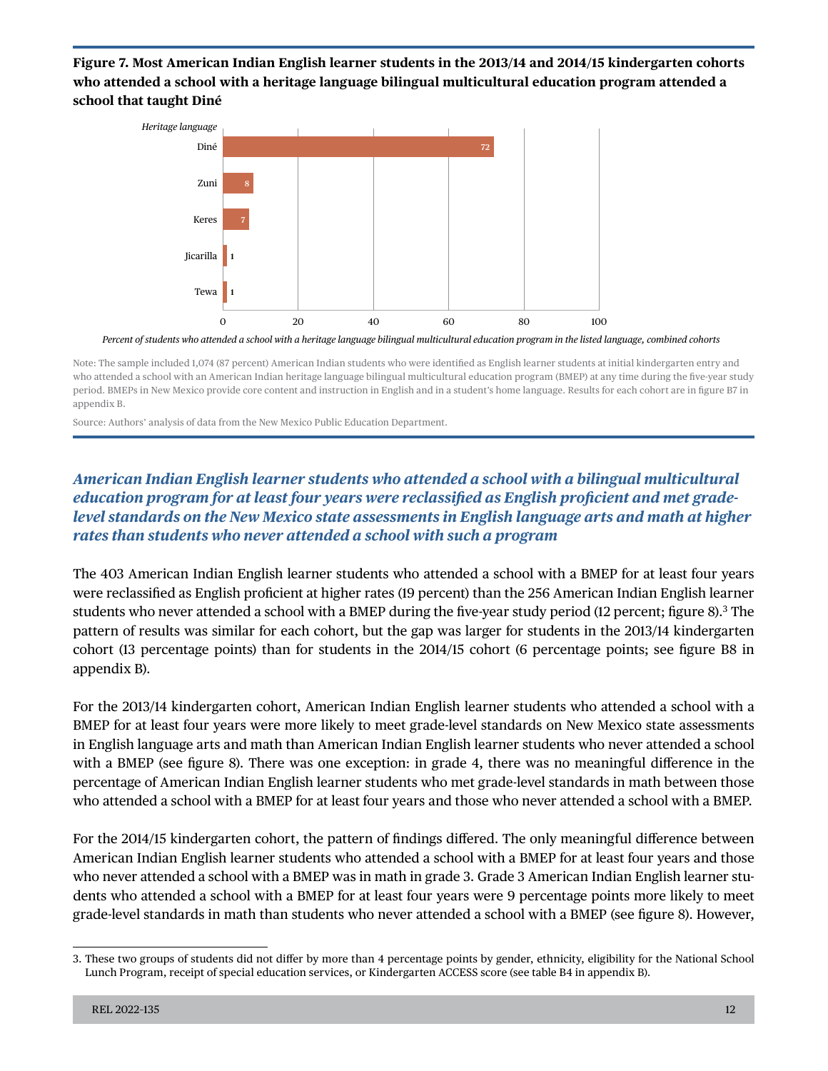**Figure 7. Most American Indian English learner students in the 2013/14 and 2014/15 kindergarten cohorts who attended a school with a heritage language bilingual multicultural education program attended a school that taught Diné**

| Heritage language | Percent of students who attended a school with a heritage language bilingual multicultural education program in the listed language, combined cohorts |
|---|---|
| Diné | 72 |
| Zuni | 8 |
| Keres | 7 |
| Jicarilla | 1 |
| Tewa | 1 |

Note: The sample included 1,074 (87 percent) American Indian students who were identified as English learner students at initial kindergarten entry and who attended a school with an American Indian heritage language bilingual multicultural education program (BMEP) at any time during the five-year study period. BMEPs in New Mexico provide core content and instruction in English and in a student's home language. Results for each cohort are in figure B7 in appendix B.

Source: Authors' analysis of data from the New Mexico Public Education Department.

### *American Indian English learner students who attended a school with a bilingual multicultural education program for at least four years were reclassified as English proficient and met grade-level standards on the New Mexico state assessments in English language arts and math at higher rates than students who never attended a school with such a program*

The 403 American Indian English learner students who attended a school with a BMEP for at least four years were reclassified as English proficient at higher rates (19 percent) than the 256 American Indian English learner students who never attended a school with a BMEP during the five-year study period (12 percent; figure 8).[3] The pattern of results was similar for each cohort, but the gap was larger for students in the 2013/14 kindergarten cohort (13 percentage points) than for students in the 2014/15 cohort (6 percentage points; see figure B8 in appendix B).

For the 2013/14 kindergarten cohort, American Indian English learner students who attended a school with a BMEP for at least four years were more likely to meet grade-level standards on New Mexico state assessments in English language arts and math than American Indian English learner students who never attended a school with a BMEP (see figure 8). There was one exception: in grade 4, there was no meaningful difference in the percentage of American Indian English learner students who met grade-level standards in math between those who attended a school with a BMEP for at least four years and those who never attended a school with a BMEP.

For the 2014/15 kindergarten cohort, the pattern of findings differed. The only meaningful difference between American Indian English learner students who attended a school with a BMEP for at least four years and those who never attended a school with a BMEP was in math in grade 3. Grade 3 American Indian English learner students who attended a school with a BMEP for at least four years were 9 percentage points more likely to meet grade-level standards in math than students who never attended a school with a BMEP (see figure 8). However,

3. These two groups of students did not differ by more than 4 percentage points by gender, ethnicity, eligibility for the National School Lunch Program, receipt of special education services, or Kindergarten ACCESS score (see table B4 in appendix B).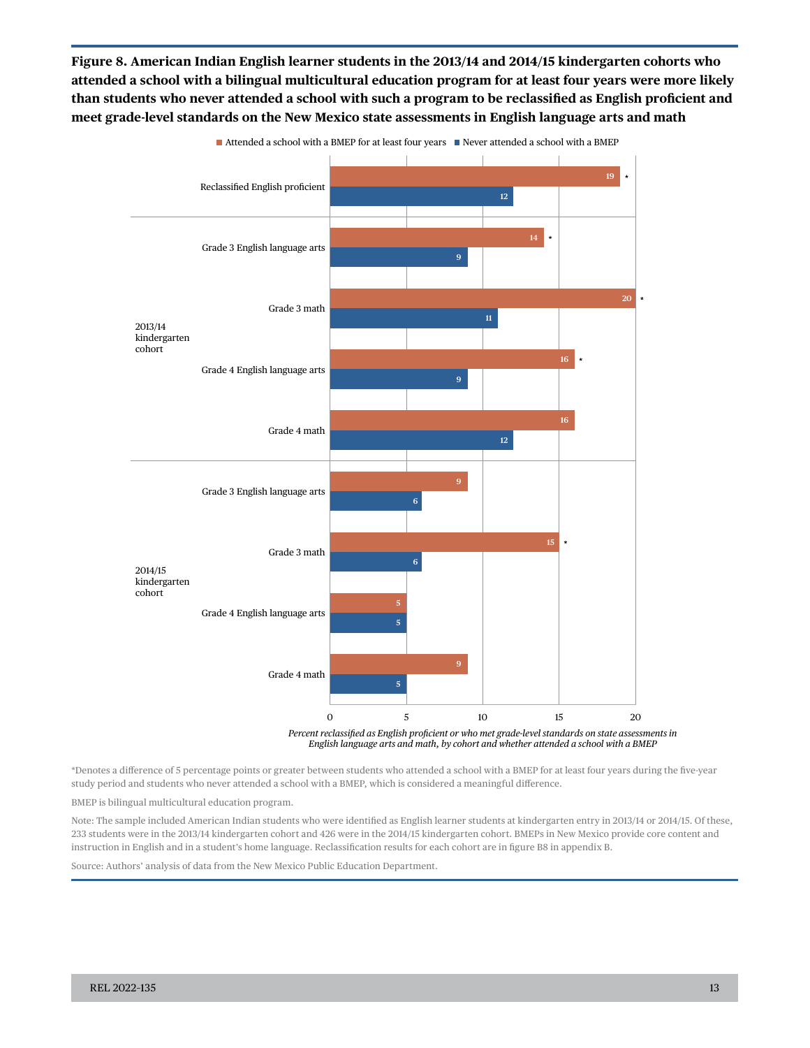**Figure 8. American Indian English learner students in the 2013/14 and 2014/15 kindergarten cohorts who attended a school with a bilingual multicultural education program for at least four years were more likely than students who never attended a school with such a program to be reclassified as English proficient and meet grade-level standards on the New Mexico state assessments in English language arts and math**

| Cohort | Outcome | Attended a school with a BMEP for at least four years | Never attended a school with a BMEP |
| --- | --- | --- | --- |
| | Reclassified English proficient | 19 * | 12 |
| 2013/14 kindergarten cohort | Grade 3 English language arts | 14 * | 9 |
| | Grade 3 math | 20 * | 11 |
| | Grade 4 English language arts | 16 * | 9 |
| | Grade 4 math | 16 | 12 |
| 2014/15 kindergarten cohort | Grade 3 English language arts | 9 | 6 |
| | Grade 3 math | 15 * | 6 |
| | Grade 4 English language arts | 5 | 5 |
| | Grade 4 math | 9 | 5 |

*Percent reclassified as English proficient or who met grade-level standards on state assessments in English language arts and math, by cohort and whether attended a school with a BMEP*

*Denotes a difference of 5 percentage points or greater between students who attended a school with a BMEP for at least four years during the five-year study period and students who never attended a school with a BMEP, which is considered a meaningful difference.

BMEP is bilingual multicultural education program.

Note: The sample included American Indian students who were identified as English learner students at kindergarten entry in 2013/14 or 2014/15. Of these, 233 students were in the 2013/14 kindergarten cohort and 426 were in the 2014/15 kindergarten cohort. BMEPs in New Mexico provide core content and instruction in English and in a student's home language. Reclassification results for each cohort are in figure B8 in appendix B.

Source: Authors' analysis of data from the New Mexico Public Education Department.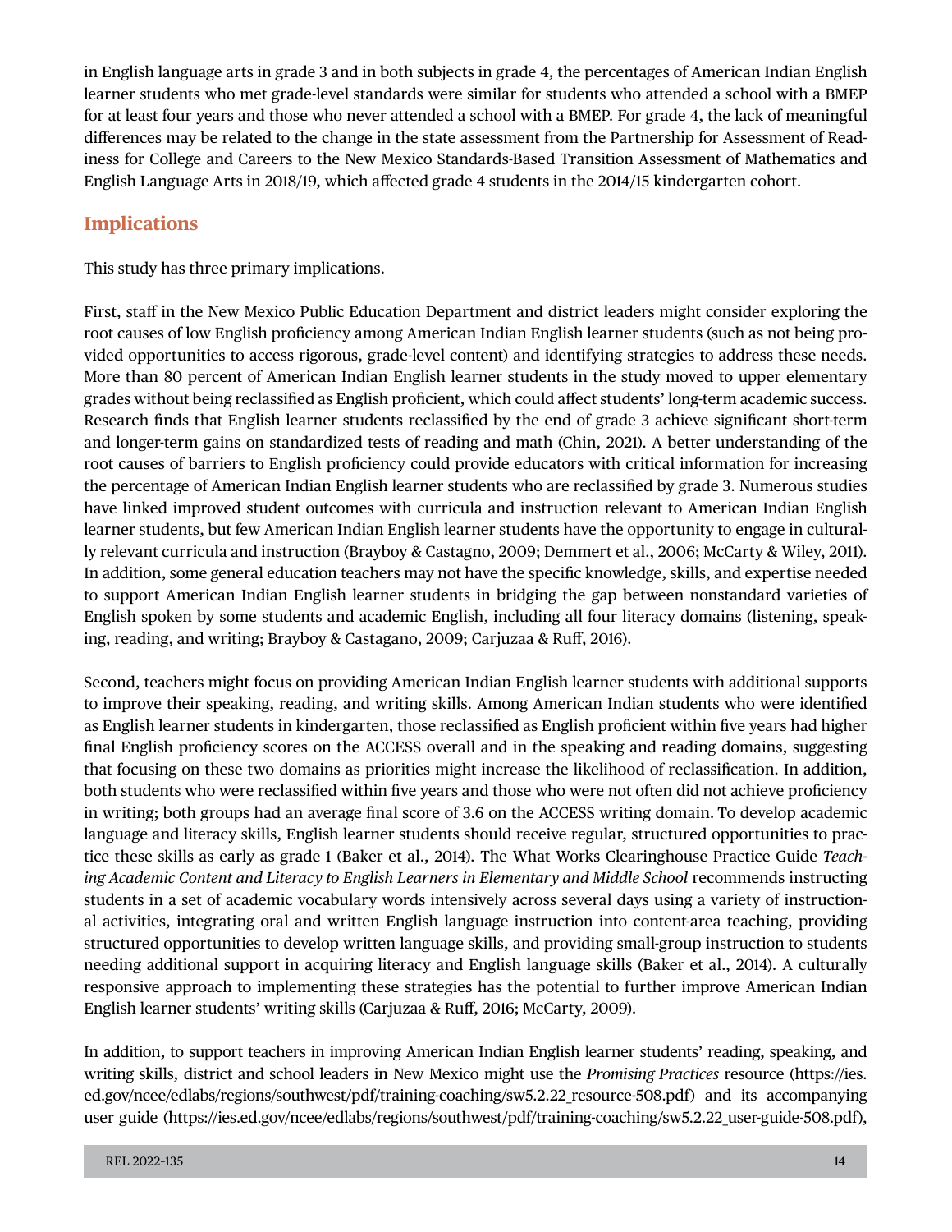in English language arts in grade 3 and in both subjects in grade 4, the percentages of American Indian English learner students who met grade-level standards were similar for students who attended a school with a BMEP for at least four years and those who never attended a school with a BMEP. For grade 4, the lack of meaningful differences may be related to the change in the state assessment from the Partnership for Assessment of Readiness for College and Careers to the New Mexico Standards-Based Transition Assessment of Mathematics and English Language Arts in 2018/19, which affected grade 4 students in the 2014/15 kindergarten cohort.

## Implications

This study has three primary implications.

First, staff in the New Mexico Public Education Department and district leaders might consider exploring the root causes of low English proficiency among American Indian English learner students (such as not being provided opportunities to access rigorous, grade-level content) and identifying strategies to address these needs. More than 80 percent of American Indian English learner students in the study moved to upper elementary grades without being reclassified as English proficient, which could affect students' long-term academic success. Research finds that English learner students reclassified by the end of grade 3 achieve significant short-term and longer-term gains on standardized tests of reading and math (Chin, 2021). A better understanding of the root causes of barriers to English proficiency could provide educators with critical information for increasing the percentage of American Indian English learner students who are reclassified by grade 3. Numerous studies have linked improved student outcomes with curricula and instruction relevant to American Indian English learner students, but few American Indian English learner students have the opportunity to engage in culturally relevant curricula and instruction (Brayboy & Castagno, 2009; Demmert et al., 2006; McCarty & Wiley, 2011). In addition, some general education teachers may not have the specific knowledge, skills, and expertise needed to support American Indian English learner students in bridging the gap between nonstandard varieties of English spoken by some students and academic English, including all four literacy domains (listening, speaking, reading, and writing; Brayboy & Castagano, 2009; Carjuzaa & Ruff, 2016).

Second, teachers might focus on providing American Indian English learner students with additional supports to improve their speaking, reading, and writing skills. Among American Indian students who were identified as English learner students in kindergarten, those reclassified as English proficient within five years had higher final English proficiency scores on the ACCESS overall and in the speaking and reading domains, suggesting that focusing on these two domains as priorities might increase the likelihood of reclassification. In addition, both students who were reclassified within five years and those who were not often did not achieve proficiency in writing; both groups had an average final score of 3.6 on the ACCESS writing domain. To develop academic language and literacy skills, English learner students should receive regular, structured opportunities to practice these skills as early as grade 1 (Baker et al., 2014). The What Works Clearinghouse Practice Guide *Teaching Academic Content and Literacy to English Learners in Elementary and Middle School* recommends instructing students in a set of academic vocabulary words intensively across several days using a variety of instructional activities, integrating oral and written English language instruction into content-area teaching, providing structured opportunities to develop written language skills, and providing small-group instruction to students needing additional support in acquiring literacy and English language skills (Baker et al., 2014). A culturally responsive approach to implementing these strategies has the potential to further improve American Indian English learner students' writing skills (Carjuzaa & Ruff, 2016; McCarty, 2009).

In addition, to support teachers in improving American Indian English learner students' reading, speaking, and writing skills, district and school leaders in New Mexico might use the *Promising Practices* resource (https://ies.ed.gov/ncee/edlabs/regions/southwest/pdf/training-coaching/sw5.2.22_resource-508.pdf) and its accompanying user guide (https://ies.ed.gov/ncee/edlabs/regions/southwest/pdf/training-coaching/sw5.2.22_user-guide-508.pdf),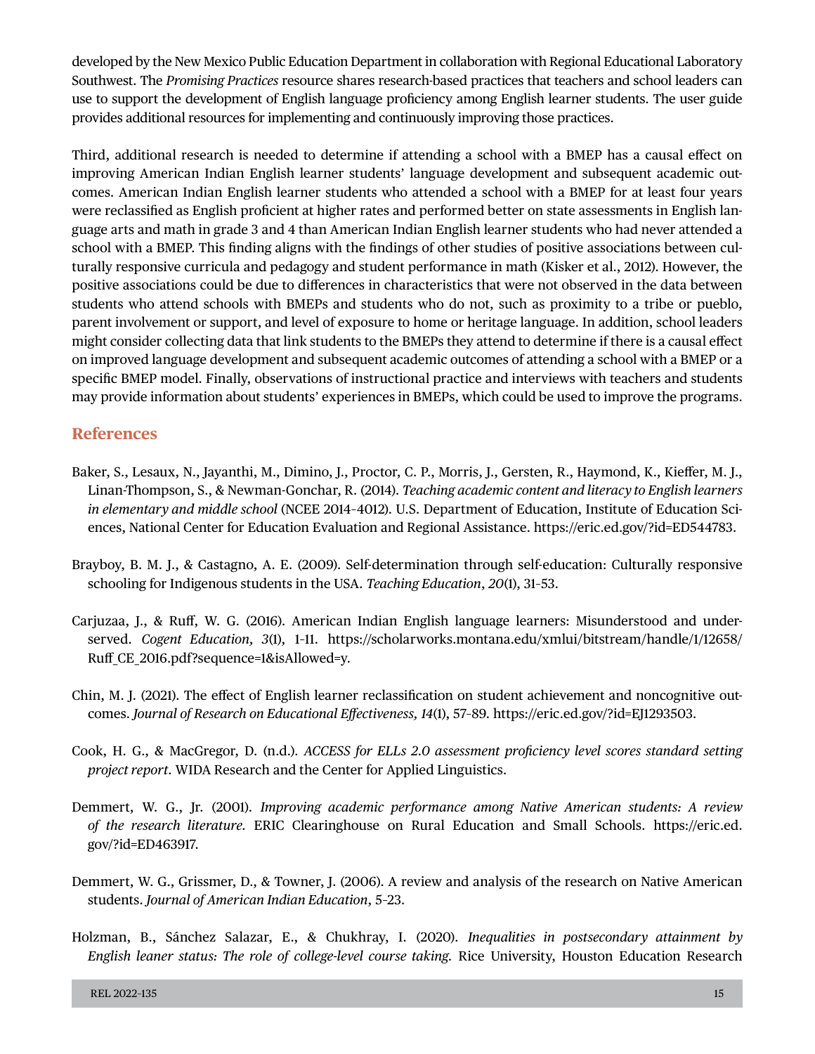developed by the New Mexico Public Education Department in collaboration with Regional Educational Laboratory Southwest. The *Promising Practices* resource shares research-based practices that teachers and school leaders can use to support the development of English language proficiency among English learner students. The user guide provides additional resources for implementing and continuously improving those practices.

Third, additional research is needed to determine if attending a school with a BMEP has a causal effect on improving American Indian English learner students' language development and subsequent academic outcomes. American Indian English learner students who attended a school with a BMEP for at least four years were reclassified as English proficient at higher rates and performed better on state assessments in English language arts and math in grade 3 and 4 than American Indian English learner students who had never attended a school with a BMEP. This finding aligns with the findings of other studies of positive associations between culturally responsive curricula and pedagogy and student performance in math (Kisker et al., 2012). However, the positive associations could be due to differences in characteristics that were not observed in the data between students who attend schools with BMEPs and students who do not, such as proximity to a tribe or pueblo, parent involvement or support, and level of exposure to home or heritage language. In addition, school leaders might consider collecting data that link students to the BMEPs they attend to determine if there is a causal effect on improved language development and subsequent academic outcomes of attending a school with a BMEP or a specific BMEP model. Finally, observations of instructional practice and interviews with teachers and students may provide information about students' experiences in BMEPs, which could be used to improve the programs.

## References

Baker, S., Lesaux, N., Jayanthi, M., Dimino, J., Proctor, C. P., Morris, J., Gersten, R., Haymond, K., Kieffer, M. J., Linan-Thompson, S., & Newman-Gonchar, R. (2014). *Teaching academic content and literacy to English learners in elementary and middle school* (NCEE 2014–4012). U.S. Department of Education, Institute of Education Sciences, National Center for Education Evaluation and Regional Assistance. https://eric.ed.gov/?id=ED544783.

Brayboy, B. M. J., & Castagno, A. E. (2009). Self-determination through self-education: Culturally responsive schooling for Indigenous students in the USA. *Teaching Education*, *20*(1), 31–53.

Carjuzaa, J., & Ruff, W. G. (2016). American Indian English language learners: Misunderstood and underserved. *Cogent Education, 3*(1), 1–11. https://scholarworks.montana.edu/xmlui/bitstream/handle/1/12658/Ruff_CE_2016.pdf?sequence=1&isAllowed=y.

Chin, M. J. (2021). The effect of English learner reclassification on student achievement and noncognitive outcomes. *Journal of Research on Educational Effectiveness, 14*(1), 57–89. https://eric.ed.gov/?id=EJ1293503.

Cook, H. G., & MacGregor, D. (n.d.). *ACCESS for ELLs 2.0 assessment proficiency level scores standard setting project report*. WIDA Research and the Center for Applied Linguistics.

Demmert, W. G., Jr. (2001). *Improving academic performance among Native American students: A review of the research literature.* ERIC Clearinghouse on Rural Education and Small Schools. https://eric.ed.gov/?id=ED463917.

Demmert, W. G., Grissmer, D., & Towner, J. (2006). A review and analysis of the research on Native American students. *Journal of American Indian Education*, 5–23.

Holzman, B., Sánchez Salazar, E., & Chukhray, I. (2020). *Inequalities in postsecondary attainment by English leaner status: The role of college-level course taking.* Rice University, Houston Education Research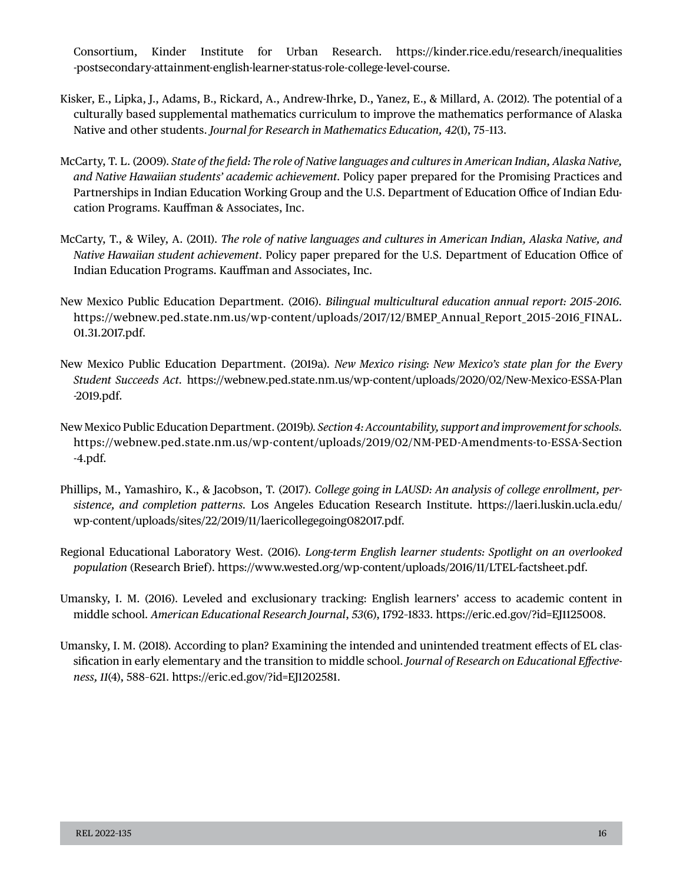Consortium, Kinder Institute for Urban Research. https://kinder.rice.edu/research/inequalities-postsecondary-attainment-english-learner-status-role-college-level-course.

Kisker, E., Lipka, J., Adams, B., Rickard, A., Andrew-Ihrke, D., Yanez, E., & Millard, A. (2012). The potential of a culturally based supplemental mathematics curriculum to improve the mathematics performance of Alaska Native and other students. *Journal for Research in Mathematics Education, 42*(1), 75–113.

McCarty, T. L. (2009). *State of the field: The role of Native languages and cultures in American Indian, Alaska Native, and Native Hawaiian students' academic achievement.* Policy paper prepared for the Promising Practices and Partnerships in Indian Education Working Group and the U.S. Department of Education Office of Indian Education Programs. Kauffman & Associates, Inc.

McCarty, T., & Wiley, A. (2011). *The role of native languages and cultures in American Indian, Alaska Native, and Native Hawaiian student achievement*. Policy paper prepared for the U.S. Department of Education Office of Indian Education Programs. Kauffman and Associates, Inc.

New Mexico Public Education Department. (2016). *Bilingual multicultural education annual report: 2015–2016.* https://webnew.ped.state.nm.us/wp-content/uploads/2017/12/BMEP_Annual_Report_2015-2016_FINAL.01.31.2017.pdf.

New Mexico Public Education Department. (2019a). *New Mexico rising: New Mexico's state plan for the Every Student Succeeds Act.* https://webnew.ped.state.nm.us/wp-content/uploads/2020/02/New-Mexico-ESSA-Plan-2019.pdf.

New Mexico Public Education Department. (2019b). *Section 4: Accountability, support and improvement for schools.* https://webnew.ped.state.nm.us/wp-content/uploads/2019/02/NM-PED-Amendments-to-ESSA-Section-4.pdf.

Phillips, M., Yamashiro, K., & Jacobson, T. (2017). *College going in LAUSD: An analysis of college enrollment, persistence, and completion patterns.* Los Angeles Education Research Institute. https://laeri.luskin.ucla.edu/wp-content/uploads/sites/22/2019/11/laericollegegoing082017.pdf.

Regional Educational Laboratory West. (2016). *Long-term English learner students: Spotlight on an overlooked population* (Research Brief). https://www.wested.org/wp-content/uploads/2016/11/LTEL-factsheet.pdf.

Umansky, I. M. (2016). Leveled and exclusionary tracking: English learners' access to academic content in middle school. *American Educational Research Journal*, *53*(6), 1792–1833. https://eric.ed.gov/?id=EJ1125008.

Umansky, I. M. (2018). According to plan? Examining the intended and unintended treatment effects of EL classification in early elementary and the transition to middle school. *Journal of Research on Educational Effectiveness, 11*(4), 588–621. https://eric.ed.gov/?id=EJ1202581.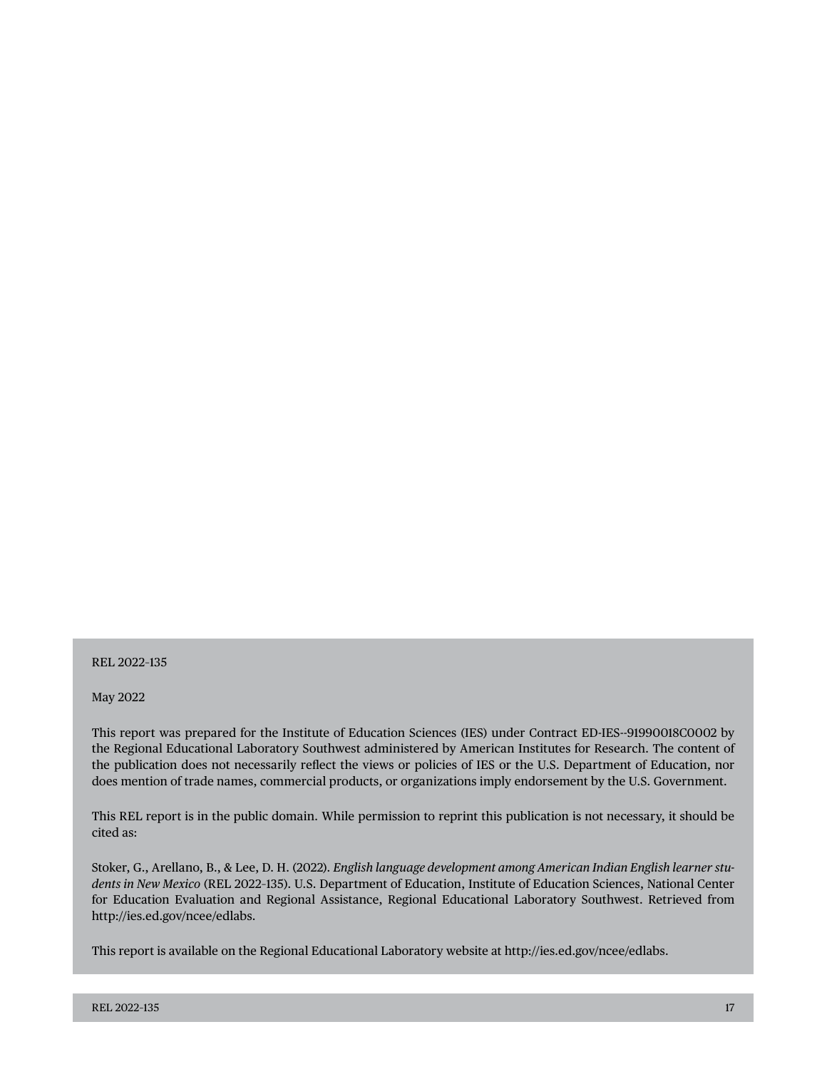REL 2022-135

May 2022

This report was prepared for the Institute of Education Sciences (IES) under Contract ED-IES--91990018C0002 by the Regional Educational Laboratory Southwest administered by American Institutes for Research. The content of the publication does not necessarily reflect the views or policies of IES or the U.S. Department of Education, nor does mention of trade names, commercial products, or organizations imply endorsement by the U.S. Government.

This REL report is in the public domain. While permission to reprint this publication is not necessary, it should be cited as:

Stoker, G., Arellano, B., & Lee, D. H. (2022). *English language development among American Indian English learner students in New Mexico* (REL 2022-135). U.S. Department of Education, Institute of Education Sciences, National Center for Education Evaluation and Regional Assistance, Regional Educational Laboratory Southwest. Retrieved from http://ies.ed.gov/ncee/edlabs.

This report is available on the Regional Educational Laboratory website at http://ies.ed.gov/ncee/edlabs.